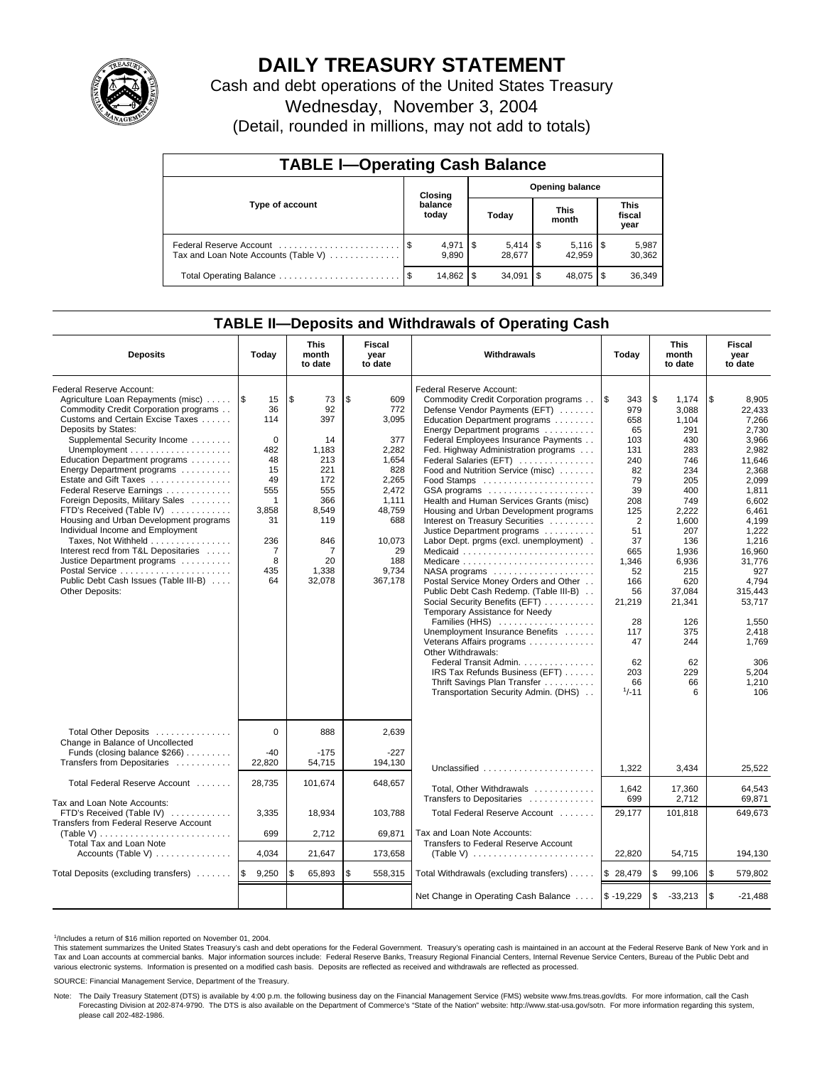# DAILY TREASURY STATEMENT

Cash and debt operations of the United States Treasury

Wednesday, November 3, 2004

(Detail, rounded in millions, may not add to totals)

## TABLE I—Operating Cash Balance

| Type of account | Closing balance today | Opening balance Today | Opening balance This month | Opening balance This fiscal year |
|---|---|---|---|---|
| Federal Reserve Account | $ 4,971 | $ 5,414 | $ 5,116 | $ 5,987 |
| Tax and Loan Note Accounts (Table V) | 9,890 | 28,677 | 42,959 | 30,362 |
| Total Operating Balance | $ 14,862 | $ 34,091 | $ 48,075 | $ 36,349 |

## TABLE II—Deposits and Withdrawals of Operating Cash

| Deposits | Today | This month to date | Fiscal year to date |
|---|---|---|---|
| Federal Reserve Account: | | | |
| Agriculture Loan Repayments (misc) | $ 15 | $ 73 | $ 609 |
| Commodity Credit Corporation programs | 36 | 92 | 772 |
| Customs and Certain Excise Taxes | 114 | 397 | 3,095 |
| Deposits by States: | | | |
| Supplemental Security Income | 0 | 14 | 377 |
| Unemployment | 482 | 1,183 | 2,282 |
| Education Department programs | 48 | 213 | 1,654 |
| Energy Department programs | 15 | 221 | 828 |
| Estate and Gift Taxes | 49 | 172 | 2,265 |
| Federal Reserve Earnings | 555 | 555 | 2,472 |
| Foreign Deposits, Military Sales | 1 | 366 | 1,111 |
| FTD's Received (Table IV) | 3,858 | 8,549 | 48,759 |
| Housing and Urban Development programs | 31 | 119 | 688 |
| Individual Income and Employment Taxes, Not Withheld | 236 | 846 | 10,073 |
| Interest recd from T&L Depositaries | 7 | 7 | 29 |
| Justice Department programs | 8 | 20 | 188 |
| Postal Service | 435 | 1,338 | 9,734 |
| Public Debt Cash Issues (Table III-B) | 64 | 32,078 | 367,178 |
| Other Deposits: | | | |
| Total Other Deposits | 0 | 888 | 2,639 |
| Change in Balance of Uncollected Funds (closing balance $266) | -40 | -175 | -227 |
| Transfers from Depositaries | 22,820 | 54,715 | 194,130 |
| Total Federal Reserve Account | 28,735 | 101,674 | 648,657 |
| Tax and Loan Note Accounts: | | | |
| FTD's Received (Table IV) | 3,335 | 18,934 | 103,788 |
| Transfers from Federal Reserve Account (Table V) | 699 | 2,712 | 69,871 |
| Total Tax and Loan Note Accounts (Table V) | 4,034 | 21,647 | 173,658 |
| Total Deposits (excluding transfers) | $ 9,250 | $ 65,893 | $ 558,315 |

| Withdrawals | Today | This month to date | Fiscal year to date |
|---|---|---|---|
| Federal Reserve Account: | | | |
| Commodity Credit Corporation programs | $ 343 | $ 1,174 | $ 8,905 |
| Defense Vendor Payments (EFT) | 979 | 3,088 | 22,433 |
| Education Department programs | 658 | 1,104 | 7,266 |
| Energy Department programs | 65 | 291 | 2,730 |
| Federal Employees Insurance Payments | 103 | 430 | 3,966 |
| Fed. Highway Administration programs | 131 | 283 | 2,982 |
| Federal Salaries (EFT) | 240 | 746 | 11,646 |
| Food and Nutrition Service (misc) | 82 | 234 | 2,368 |
| Food Stamps | 79 | 205 | 2,099 |
| GSA programs | 39 | 400 | 1,811 |
| Health and Human Services Grants (misc) | 208 | 749 | 6,602 |
| Housing and Urban Development programs | 125 | 2,222 | 6,461 |
| Interest on Treasury Securities | 2 | 1,600 | 4,199 |
| Justice Department programs | 51 | 207 | 1,222 |
| Labor Dept. prgms (excl. unemployment) | 37 | 136 | 1,216 |
| Medicaid | 665 | 1,936 | 16,960 |
| Medicare | 1,346 | 6,936 | 31,776 |
| NASA programs | 52 | 215 | 927 |
| Postal Service Money Orders and Other | 166 | 620 | 4,794 |
| Public Debt Cash Redemp. (Table III-B) | 56 | 37,084 | 315,443 |
| Social Security Benefits (EFT) | 21,219 | 21,341 | 53,717 |
| Temporary Assistance for Needy Families (HHS) | 28 | 126 | 1,550 |
| Unemployment Insurance Benefits | 117 | 375 | 2,418 |
| Veterans Affairs programs | 47 | 244 | 1,769 |
| Other Withdrawals: | | | |
| Federal Transit Admin. | 62 | 62 | 306 |
| IRS Tax Refunds Business (EFT) | 203 | 229 | 5,204 |
| Thrift Savings Plan Transfer | 66 | 66 | 1,210 |
| Transportation Security Admin. (DHS) | [1]-11 | 6 | 106 |
| Unclassified | 1,322 | 3,434 | 25,522 |
| Total, Other Withdrawals | 1,642 | 17,360 | 64,543 |
| Transfers to Depositaries | 699 | 2,712 | 69,871 |
| Total Federal Reserve Account | 29,177 | 101,818 | 649,673 |
| Tax and Loan Note Accounts: | | | |
| Transfers to Federal Reserve Account (Table V) | 22,820 | 54,715 | 194,130 |
| Total Withdrawals (excluding transfers) | $ 28,479 | $ 99,106 | $ 579,802 |
| Net Change in Operating Cash Balance | $ -19,229 | $ -33,213 | $ -21,488 |

[1]Includes a return of $16 million reported on November 01, 2004.

This statement summarizes the United States Treasury's cash and debt operations for the Federal Government. Treasury's operating cash is maintained in an account at the Federal Reserve Bank of New York and in Tax and Loan accounts at commercial banks. Major information sources include: Federal Reserve Banks, Treasury Regional Financial Centers, Internal Revenue Service Centers, Bureau of the Public Debt and various electronic systems. Information is presented on a modified cash basis. Deposits are reflected as received and withdrawals are reflected as processed.

SOURCE: Financial Management Service, Department of the Treasury.

Note: The Daily Treasury Statement (DTS) is available by 4:00 p.m. the following business day on the Financial Management Service (FMS) website www.fms.treas.gov/dts. For more information, call the Cash Forecasting Division at 202-874-9790. The DTS is also available on the Department of Commerce's "State of the Nation" website: http://www.stat-usa.gov/sotn. For more information regarding this system, please call 202-482-1986.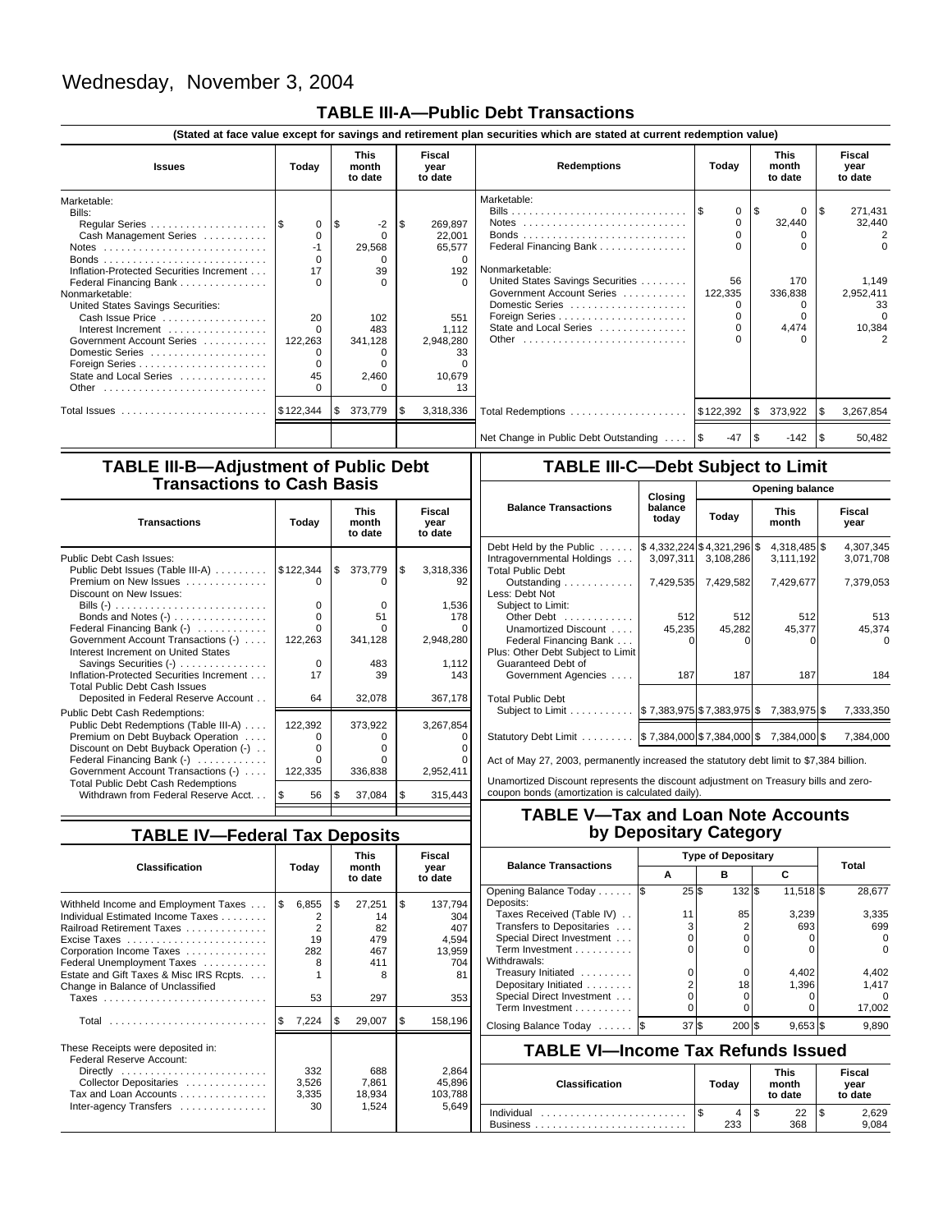Wednesday, November 3, 2004

## TABLE III-A—Public Debt Transactions

(Stated at face value except for savings and retirement plan securities which are stated at current redemption value)

| Issues | Today | This month to date | Fiscal year to date |
|---|---|---|---|
| Marketable: | | | |
| Bills: | | | |
| Regular Series | $ 0 | $ -2 | $ 269,897 |
| Cash Management Series | 0 | 0 | 22,001 |
| Notes | -1 | 29,568 | 65,577 |
| Bonds | 0 | 0 | 0 |
| Inflation-Protected Securities Increment | 17 | 39 | 192 |
| Federal Financing Bank | 0 | 0 | 0 |
| Nonmarketable: | | | |
| United States Savings Securities: | | | |
| Cash Issue Price | 20 | 102 | 551 |
| Interest Increment | 0 | 483 | 1,112 |
| Government Account Series | 122,263 | 341,128 | 2,948,280 |
| Domestic Series | 0 | 0 | 33 |
| Foreign Series | 0 | 0 | 0 |
| State and Local Series | 45 | 2,460 | 10,679 |
| Other | 0 | 0 | 13 |
| Total Issues | $122,344 | $ 373,779 | $ 3,318,336 |

| Redemptions | Today | This month to date | Fiscal year to date |
|---|---|---|---|
| Marketable: | | | |
| Bills | $ 0 | $ 0 | $ 271,431 |
| Notes | 0 | 32,440 | 32,440 |
| Bonds | 0 | 0 | 2 |
| Federal Financing Bank | 0 | 0 | 0 |
| Nonmarketable: | | | |
| United States Savings Securities | 56 | 170 | 1,149 |
| Government Account Series | 122,335 | 336,838 | 2,952,411 |
| Domestic Series | 0 | 0 | 33 |
| Foreign Series | 0 | 0 | 0 |
| State and Local Series | 0 | 4,474 | 10,384 |
| Other | 0 | 0 | 2 |
| Total Redemptions | $122,392 | $ 373,922 | $ 3,267,854 |
| Net Change in Public Debt Outstanding | $ -47 | $ -142 | $ 50,482 |

## TABLE III-B—Adjustment of Public Debt Transactions to Cash Basis

| Transactions | Today | This month to date | Fiscal year to date |
|---|---|---|---|
| Public Debt Cash Issues: | | | |
| Public Debt Issues (Table III-A) | $122,344 | $ 373,779 | $ 3,318,336 |
| Premium on New Issues | 0 | 0 | 92 |
| Discount on New Issues: | | | |
| Bills (-) | 0 | 0 | 1,536 |
| Bonds and Notes (-) | 0 | 51 | 178 |
| Federal Financing Bank (-) | 0 | 0 | 0 |
| Government Account Transactions (-) | 122,263 | 341,128 | 2,948,280 |
| Interest Increment on United States Savings Securities (-) | 0 | 483 | 1,112 |
| Inflation-Protected Securities Increment | 17 | 39 | 143 |
| Total Public Debt Cash Issues Deposited in Federal Reserve Account | 64 | 32,078 | 367,178 |
| Public Debt Cash Redemptions: | | | |
| Public Debt Redemptions (Table III-A) | 122,392 | 373,922 | 3,267,854 |
| Premium on Debt Buyback Operation | 0 | 0 | 0 |
| Discount on Debt Buyback Operation (-) | 0 | 0 | 0 |
| Federal Financing Bank (-) | 0 | 0 | 0 |
| Government Account Transactions (-) | 122,335 | 336,838 | 2,952,411 |
| Total Public Debt Cash Redemptions Withdrawn from Federal Reserve Acct. | $ 56 | $ 37,084 | $ 315,443 |

## TABLE III-C—Debt Subject to Limit

| Balance Transactions | Closing balance today | Opening balance Today | This month | Fiscal year |
|---|---|---|---|---|
| Debt Held by the Public | $ 4,332,224 | $ 4,321,296 | $ 4,318,485 | $ 4,307,345 |
| Intragovernmental Holdings | 3,097,311 | 3,108,286 | 3,111,192 | 3,071,708 |
| Total Public Debt Outstanding | 7,429,535 | 7,429,582 | 7,429,677 | 7,379,053 |
| Less: Debt Not Subject to Limit: | | | | |
| Other Debt | 512 | 512 | 512 | 513 |
| Unamortized Discount | 45,235 | 45,282 | 45,377 | 45,374 |
| Federal Financing Bank | 0 | 0 | 0 | 0 |
| Plus: Other Debt Subject to Limit Guaranteed Debt of Government Agencies | 187 | 187 | 187 | 184 |
| Total Public Debt Subject to Limit | $ 7,383,975 | $ 7,383,975 | $ 7,383,975 | $ 7,333,350 |
| Statutory Debt Limit | $ 7,384,000 | $ 7,384,000 | $ 7,384,000 | $ 7,384,000 |

Act of May 27, 2003, permanently increased the statutory debt limit to $7,384 billion.

Unamortized Discount represents the discount adjustment on Treasury bills and zero-coupon bonds (amortization is calculated daily).

## TABLE IV—Federal Tax Deposits

| Classification | Today | This month to date | Fiscal year to date |
|---|---|---|---|
| Withheld Income and Employment Taxes | $ 6,855 | $ 27,251 | $ 137,794 |
| Individual Estimated Income Taxes | 2 | 14 | 304 |
| Railroad Retirement Taxes | 2 | 82 | 407 |
| Excise Taxes | 19 | 479 | 4,594 |
| Corporation Income Taxes | 282 | 467 | 13,959 |
| Federal Unemployment Taxes | 8 | 411 | 704 |
| Estate and Gift Taxes & Misc IRS Rcpts. | 1 | 8 | 81 |
| Change in Balance of Unclassified Taxes | 53 | 297 | 353 |
| Total | $ 7,224 | $ 29,007 | $ 158,196 |
| These Receipts were deposited in: | | | |
| Federal Reserve Account: | | | |
| Directly | 332 | 688 | 2,864 |
| Collector Depositaries | 3,526 | 7,861 | 45,896 |
| Tax and Loan Accounts | 3,335 | 18,934 | 103,788 |
| Inter-agency Transfers | 30 | 1,524 | 5,649 |

## TABLE V—Tax and Loan Note Accounts by Depositary Category

| Balance Transactions | Type of Depositary A | B | C | Total |
|---|---|---|---|---|
| Opening Balance Today | $ 25 | $ 132 | $ 11,518 | $ 28,677 |
| Deposits: | | | | |
| Taxes Received (Table IV) | 11 | 85 | 3,239 | 3,335 |
| Transfers to Depositaries | 3 | 2 | 693 | 699 |
| Special Direct Investment | 0 | 0 | 0 | 0 |
| Term Investment | 0 | 0 | 0 | 0 |
| Withdrawals: | | | | |
| Treasury Initiated | 0 | 0 | 4,402 | 4,402 |
| Depositary Initiated | 2 | 18 | 1,396 | 1,417 |
| Special Direct Investment | 0 | 0 | 0 | 0 |
| Term Investment | 0 | 0 | 0 | 17,002 |
| Closing Balance Today | $ 37 | $ 200 | $ 9,653 | $ 9,890 |

## TABLE VI—Income Tax Refunds Issued

| Classification | Today | This month to date | Fiscal year to date |
|---|---|---|---|
| Individual | $ 4 | $ 22 | $ 2,629 |
| Business | 233 | 368 | 9,084 |